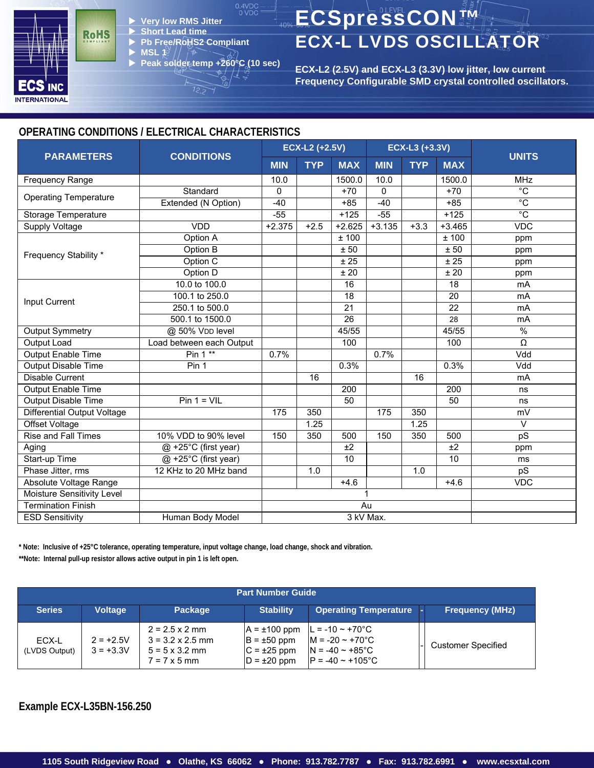- Very low RMS Jitter
- Short Lead time
- Pb Free/RoHS2 Compliant
- MSL 1
- Peak solder temp +260°C (10 sec)

# ECSpressCON™
# ECX-L LVDS OSCILLATOR

**ECX-L2 (2.5V) and ECX-L3 (3.3V) low jitter, low current Frequency Configurable SMD crystal controlled oscillators.**

## OPERATING CONDITIONS / ELECTRICAL CHARACTERISTICS

| PARAMETERS | CONDITIONS | ECX-L2 (+2.5V) | | | ECX-L3 (+3.3V) | | | UNITS |
|---|---|---|---|---|---|---|---|---|
| | | MIN | TYP | MAX | MIN | TYP | MAX | |
| Frequency Range | | 10.0 | | 1500.0 | 10.0 | | 1500.0 | MHz |
| Operating Temperature | Standard | 0 | | +70 | 0 | | +70 | °C |
| | Extended (N Option) | -40 | | +85 | -40 | | +85 | °C |
| Storage Temperature | | -55 | | +125 | -55 | | +125 | °C |
| Supply Voltage | VDD | +2.375 | +2.5 | +2.625 | +3.135 | +3.3 | +3.465 | VDC |
| Frequency Stability * | Option A | | | ± 100 | | | ± 100 | ppm |
| | Option B | | | ± 50 | | | ± 50 | ppm |
| | Option C | | | ± 25 | | | ± 25 | ppm |
| | Option D | | | ± 20 | | | ± 20 | ppm |
| Input Current | 10.0 to 100.0 | | | 16 | | | 18 | mA |
| | 100.1 to 250.0 | | | 18 | | | 20 | mA |
| | 250.1 to 500.0 | | | 21 | | | 22 | mA |
| | 500.1 to 1500.0 | | | 26 | | | 28 | mA |
| Output Symmetry | @ 50% VDD level | | | 45/55 | | | 45/55 | % |
| Output Load | Load between each Output | | | 100 | | | 100 | Ω |
| Output Enable Time | Pin 1 ** | 0.7% | | | 0.7% | | | Vdd |
| Output Disable Time | Pin 1 | | | 0.3% | | | 0.3% | Vdd |
| Disable Current | | | 16 | | | 16 | | mA |
| Output Enable Time | | | | 200 | | | 200 | ns |
| Output Disable Time | Pin 1 = VIL | | | 50 | | | 50 | ns |
| Differential Output Voltage | | 175 | 350 | | 175 | 350 | | mV |
| Offset Voltage | | | 1.25 | | | 1.25 | | V |
| Rise and Fall Times | 10% VDD to 90% level | 150 | 350 | 500 | 150 | 350 | 500 | pS |
| Aging | @ +25°C (first year) | | | ±2 | | | ±2 | ppm |
| Start-up Time | @ +25°C (first year) | | | 10 | | | 10 | ms |
| Phase Jitter, rms | 12 KHz to 20 MHz band | | 1.0 | | | 1.0 | | pS |
| Absolute Voltage Range | | | | +4.6 | | | +4.6 | VDC |
| Moisture Sensitivity Level | | 1 | | | | | | |
| Termination Finish | | Au | | | | | | |
| ESD Sensitivity | Human Body Model | 3 kV Max. | | | | | | |

**\* Note: Inclusive of +25°C tolerance, operating temperature, input voltage change, load change, shock and vibration.**

**\*\*Note: Internal pull-up resistor allows active output in pin 1 is left open.**

| Part Number Guide | | | | | | |
|---|---|---|---|---|---|---|
| Series | Voltage | Package | Stability | Operating Temperature | - | Frequency (MHz) |
| ECX-L (LVDS Output) | 2 = +2.5V<br>3 = +3.3V | 2 = 2.5 x 2 mm<br>3 = 3.2 x 2.5 mm<br>5 = 5 x 3.2 mm<br>7 = 7 x 5 mm | A = ±100 ppm<br>B = ±50 ppm<br>C = ±25 ppm<br>D = ±20 ppm | L = -10 ~ +70°C<br>M = -20 ~ +70°C<br>N = -40 ~ +85°C<br>P = -40 ~ +105°C | - | Customer Specified |

**Example ECX-L35BN-156.250**

1105 South Ridgeview Road • Olathe, KS 66062 • Phone: 913.782.7787 • Fax: 913.782.6991 • www.ecsxtal.com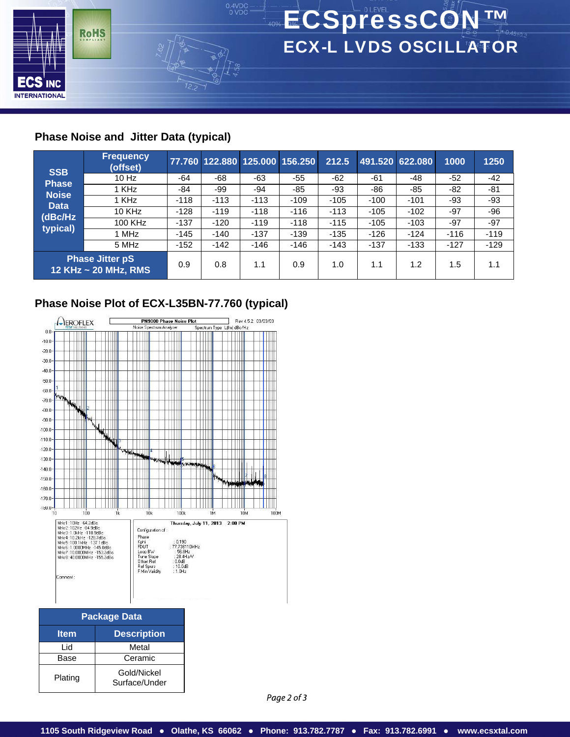## Phase Noise and Jitter Data (typical)

| SSB Phase Noise Data (dBc/Hz typical) | Frequency (offset) | 77.760 | 122.880 | 125.000 | 156.250 | 212.5 | 491.520 | 622.080 | 1000 | 1250 |
|---|---|---|---|---|---|---|---|---|---|---|
| | 10 Hz | -64 | -68 | -63 | -55 | -62 | -61 | -48 | -52 | -42 |
| | 1 KHz | -84 | -99 | -94 | -85 | -93 | -86 | -85 | -82 | -81 |
| | 1 KHz | -118 | -113 | -113 | -109 | -105 | -100 | -101 | -93 | -93 |
| | 10 KHz | -128 | -119 | -118 | -116 | -113 | -105 | -102 | -97 | -96 |
| | 100 KHz | -137 | -120 | -119 | -118 | -115 | -105 | -103 | -97 | -97 |
| | 1 MHz | -145 | -140 | -137 | -139 | -135 | -126 | -124 | -116 | -119 |
| | 5 MHz | -152 | -142 | -146 | -146 | -143 | -137 | -133 | -127 | -129 |
| Phase Jitter pS 12 KHz ~ 20 MHz, RMS | | 0.9 | 0.8 | 1.1 | 0.9 | 1.0 | 1.1 | 1.2 | 1.5 | 1.1 |

## Phase Noise Plot of ECX-L35BN-77.760 (typical)

| Package Data | |
|---|---|
| **Item** | **Description** |
| Lid | Metal |
| Base | Ceramic |
| Plating | Gold/Nickel Surface/Under |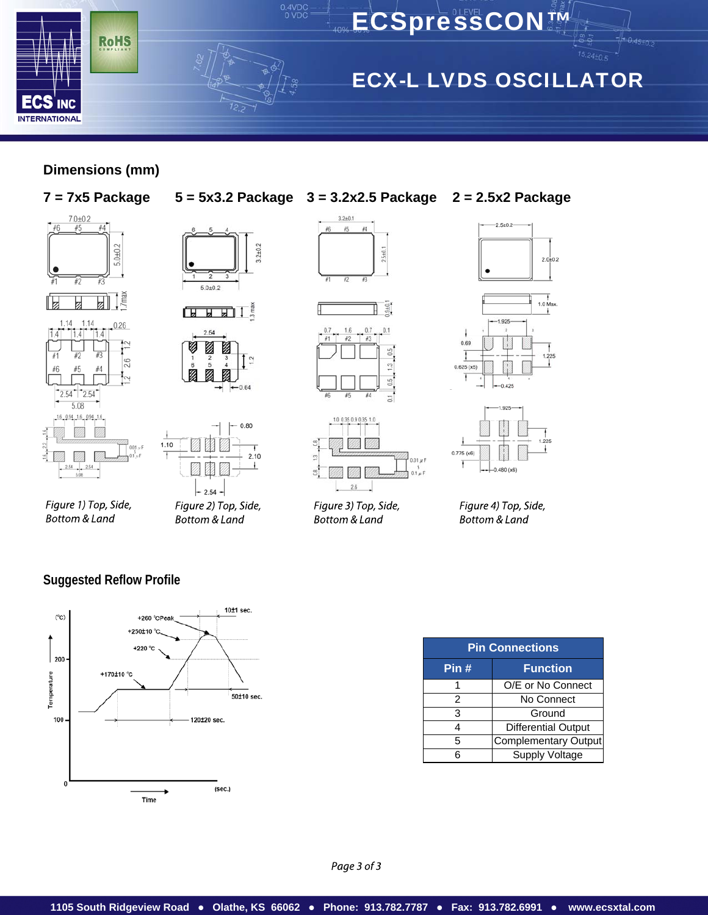# ECSpressCON™

# ECX-L LVDS OSCILLATOR

## Dimensions (mm)

**7 = 7x5 Package** **5 = 5x3.2 Package** **3 = 3.2x2.5 Package** **2 = 2.5x2 Package**

*Figure 1) Top, Side, Bottom & Land*

*Figure 2) Top, Side, Bottom & Land*

*Figure 3) Top, Side, Bottom & Land*

*Figure 4) Top, Side, Bottom & Land*

## Suggested Reflow Profile

(°C)
+260 °CPeak
10±1 sec.
+250±10 °C
+220 °C
200
+170±10 °C
50±10 sec.
Temperature
100
120±20 sec.
0
(sec.)
Time

| Pin Connections | |
|---|---|
| **Pin #** | **Function** |
| 1 | O/E or No Connect |
| 2 | No Connect |
| 3 | Ground |
| 4 | Differential Output |
| 5 | Complementary Output |
| 6 | Supply Voltage |

1105 South Ridgeview Road ● Olathe, KS 66062 ● Phone: 913.782.7787 ● Fax: 913.782.6991 ● www.ecsxtal.com